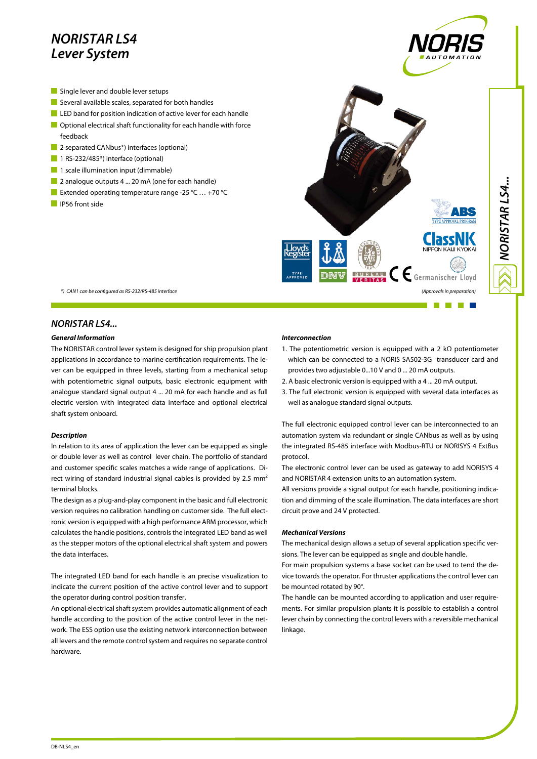# NORISTAR LS4 Lever System

- Single lever and double lever setups
- Several available scales, separated for both handles
- LED band for position indication of active lever for each handle
- Optional electrical shaft functionality for each handle with force feedback
- 2 separated CANbus*) interfaces (optional)
- 1 RS-232/485*) interface (optional)
- 1 scale illumination input (dimmable)
- 2 analogue outputs 4 ... 20 mA (one for each handle)
- Extended operating temperature range -25 °C … +70 °C
- IP56 front side

*) CAN1 can be configured as RS-232/RS-485 interface

(Approvals in preparation)

## NORISTAR LS4...

### General Information

The NORISTAR control lever system is designed for ship propulsion plant applications in accordance to marine certification requirements. The lever can be equipped in three levels, starting from a mechanical setup with potentiometric signal outputs, basic electronic equipment with analogue standard signal output 4 ... 20 mA for each handle and as full electric version with integrated data interface and optional electrical shaft system onboard.

### Description

In relation to its area of application the lever can be equipped as single or double lever as well as control lever chain. The portfolio of standard and customer specific scales matches a wide range of applications. Direct wiring of standard industrial signal cables is provided by 2.5 mm² terminal blocks.

The design as a plug-and-play component in the basic and full electronic version requires no calibration handling on customer side. The full electronic version is equipped with a high performance ARM processor, which calculates the handle positions, controls the integrated LED band as well as the stepper motors of the optional electrical shaft system and powers the data interfaces.

The integrated LED band for each handle is an precise visualization to indicate the current position of the active control lever and to support the operator during control position transfer.

An optional electrical shaft system provides automatic alignment of each handle according to the position of the active control lever in the network. The ESS option use the existing network interconnection between all levers and the remote control system and requires no separate control hardware.

### Interconnection

1. The potentiometric version is equipped with a 2 kΩ potentiometer which can be connected to a NORIS SA502-3G transducer card and provides two adjustable 0...10 V and 0 ... 20 mA outputs.
2. A basic electronic version is equipped with a 4 ... 20 mA output.
3. The full electronic version is equipped with several data interfaces as well as analogue standard signal outputs.

The full electronic equipped control lever can be interconnected to an automation system via redundant or single CANbus as well as by using the integrated RS-485 interface with Modbus-RTU or NORISYS 4 ExtBus protocol.

The electronic control lever can be used as gateway to add NORISYS 4 and NORISTAR 4 extension units to an automation system.

All versions provide a signal output for each handle, positioning indication and dimming of the scale illumination. The data interfaces are short circuit prove and 24 V protected.

### Mechanical Versions

The mechanical design allows a setup of several application specific versions. The lever can be equipped as single and double handle.

For main propulsion systems a base socket can be used to tend the device towards the operator. For thruster applications the control lever can be mounted rotated by 90°.

The handle can be mounted according to application and user requirements. For similar propulsion plants it is possible to establish a control lever chain by connecting the control levers with a reversible mechanical linkage.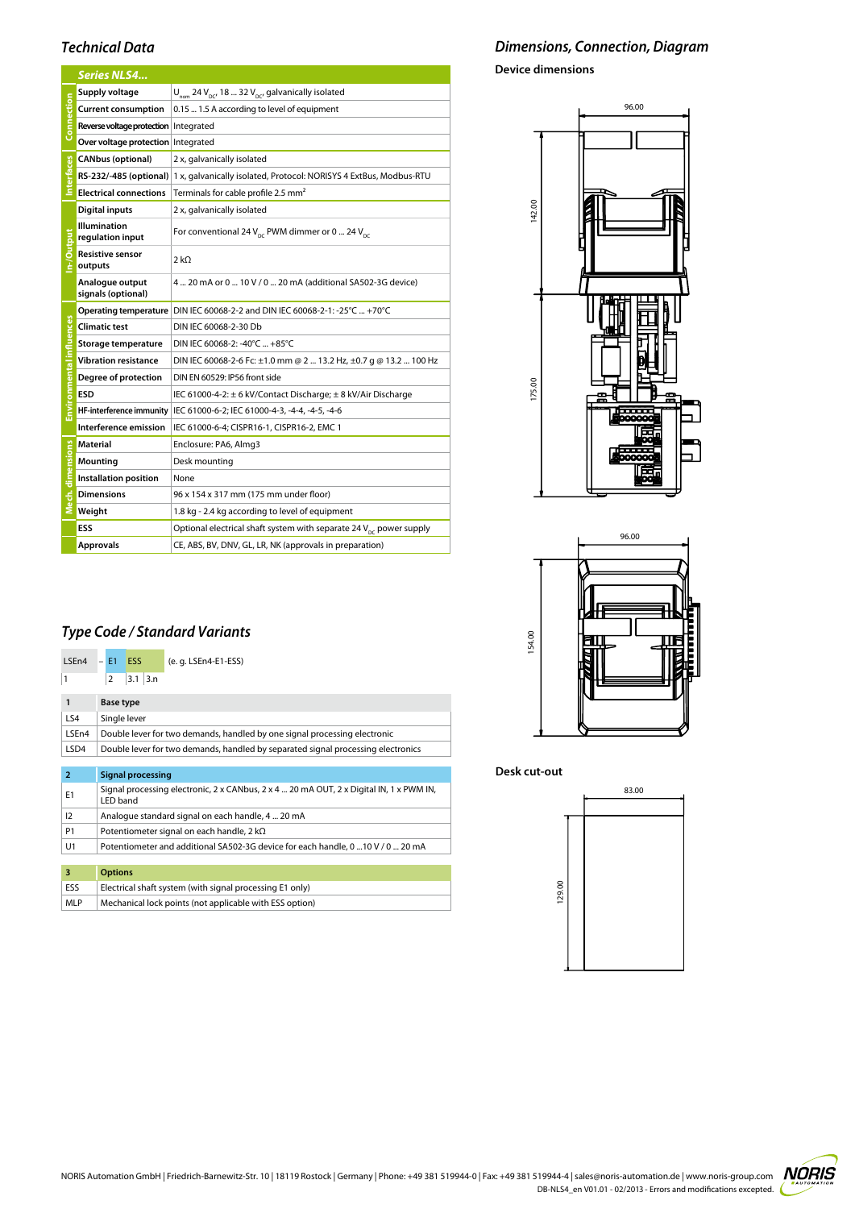## Technical Data

| | Series NLS4... | |
|---|---|---|
| Connection | Supply voltage | $U_{nom}$ 24 $V_{DC}$, 18 ... 32 $V_{DC}$, galvanically isolated |
| | Current consumption | 0.15 ... 1.5 A according to level of equipment |
| | Reverse voltage protection | Integrated |
| | Over voltage protection | Integrated |
| Interfaces | CANbus (optional) | 2 x, galvanically isolated |
| | RS-232/-485 (optional) | 1 x, galvanically isolated, Protocol: NORISYS 4 ExtBus, Modbus-RTU |
| | Electrical connections | Terminals for cable profile 2.5 mm² |
| In-/Output | Digital inputs | 2 x, galvanically isolated |
| | Illumination regulation input | For conventional 24 $V_{DC}$ PWM dimmer or 0 ... 24 $V_{DC}$ |
| | Resistive sensor outputs | 2 kΩ |
| | Analogue output signals (optional) | 4 ... 20 mA or 0 ... 10 V / 0 ... 20 mA (additional SA502-3G device) |
| Environmental influences | Operating temperature | DIN IEC 60068-2-2 and DIN IEC 60068-2-1: -25°C ... +70°C |
| | Climatic test | DIN IEC 60068-2-30 Db |
| | Storage temperature | DIN IEC 60068-2: -40°C ... +85°C |
| | Vibration resistance | DIN IEC 60068-2-6 Fc: ±1.0 mm @ 2 ... 13.2 Hz, ±0.7 g @ 13.2 ... 100 Hz |
| | Degree of protection | DIN EN 60529: IP56 front side |
| | ESD | IEC 61000-4-2: ± 6 kV/Contact Discharge; ± 8 kV/Air Discharge |
| | HF-interference immunity | IEC 61000-6-2; IEC 61000-4-3, -4-4, -4-5, -4-6 |
| | Interference emission | IEC 61000-6-4; CISPR16-1, CISPR16-2, EMC 1 |
| Mech. dimensions | Material | Enclosure: PA6, Almg3 |
| | Mounting | Desk mounting |
| | Installation position | None |
| | Dimensions | 96 x 154 x 317 mm (175 mm under floor) |
| | Weight | 1.8 kg - 2.4 kg according to level of equipment |
| | ESS | Optional electrical shaft system with separate 24 $V_{DC}$ power supply |
| | Approvals | CE, ABS, BV, DNV, GL, LR, NK (approvals in preparation) |

## Type Code / Standard Variants

| LSEn4 | – | E1 | ESS | (e. g. LSEn4-E1-ESS) |
|---|---|---|---|---|
| 1 | | 2 | 3.1 \| 3.n | |

| 1 | Base type |
|---|---|
| LS4 | Single lever |
| LSEn4 | Double lever for two demands, handled by one signal processing electronic |
| LSD4 | Double lever for two demands, handled by separated signal processing electronics |

| 2 | Signal processing |
|---|---|
| E1 | Signal processing electronic, 2 x CANbus, 2 x 4 ... 20 mA OUT, 2 x Digital IN, 1 x PWM IN, LED band |
| I2 | Analogue standard signal on each handle, 4 ... 20 mA |
| P1 | Potentiometer signal on each handle, 2 kΩ |
| U1 | Potentiometer and additional SA502-3G device for each handle, 0 ...10 V / 0 ... 20 mA |

| 3 | Options |
|---|---|
| ESS | Electrical shaft system (with signal processing E1 only) |
| MLP | Mechanical lock points (not applicable with ESS option) |

## Dimensions, Connection, Diagram

### Device dimensions

96.00

142.00

175.00

96.00

154.00

### Desk cut-out

83.00

129.00

NORIS Automation GmbH | Friedrich-Barnewitz-Str. 10 | 18119 Rostock | Germany | Phone: +49 381 519944-0 | Fax: +49 381 519944-4 | sales@noris-automation.de | www.noris-group.com

DB-NLS4_en V01.01 - 02/2013 - Errors and modifications excepted.